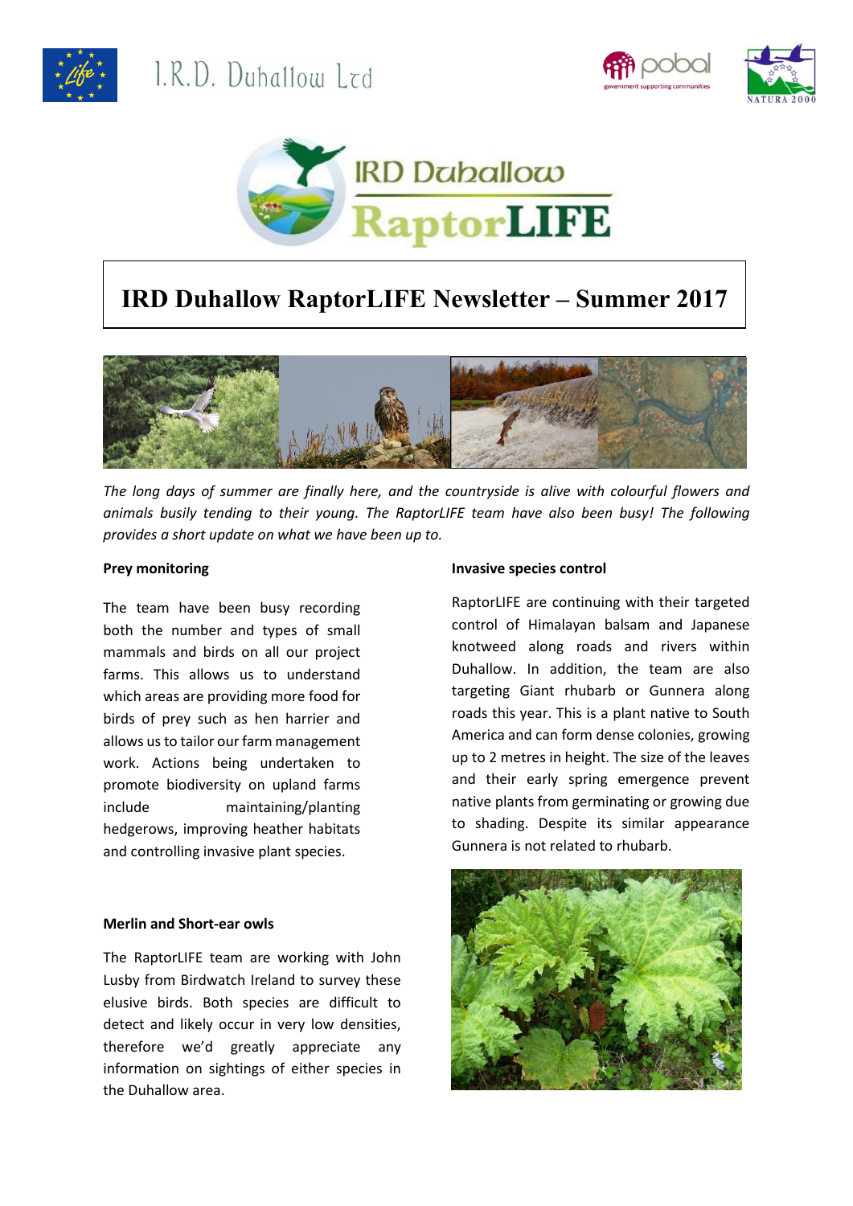I.R.D. Duhallow Ltd

IRD Duhallow RaptorLIFE

# IRD Duhallow RaptorLIFE Newsletter – Summer 2017

*The long days of summer are finally here, and the countryside is alive with colourful flowers and animals busily tending to their young. The RaptorLIFE team have also been busy! The following provides a short update on what we have been up to.*

**Prey monitoring**

The team have been busy recording both the number and types of small mammals and birds on all our project farms. This allows us to understand which areas are providing more food for birds of prey such as hen harrier and allows us to tailor our farm management work. Actions being undertaken to promote biodiversity on upland farms include maintaining/planting hedgerows, improving heather habitats and controlling invasive plant species.

**Merlin and Short-ear owls**

The RaptorLIFE team are working with John Lusby from Birdwatch Ireland to survey these elusive birds. Both species are difficult to detect and likely occur in very low densities, therefore we'd greatly appreciate any information on sightings of either species in the Duhallow area.

**Invasive species control**

RaptorLIFE are continuing with their targeted control of Himalayan balsam and Japanese knotweed along roads and rivers within Duhallow. In addition, the team are also targeting Giant rhubarb or Gunnera along roads this year. This is a plant native to South America and can form dense colonies, growing up to 2 metres in height. The size of the leaves and their early spring emergence prevent native plants from germinating or growing due to shading. Despite its similar appearance Gunnera is not related to rhubarb.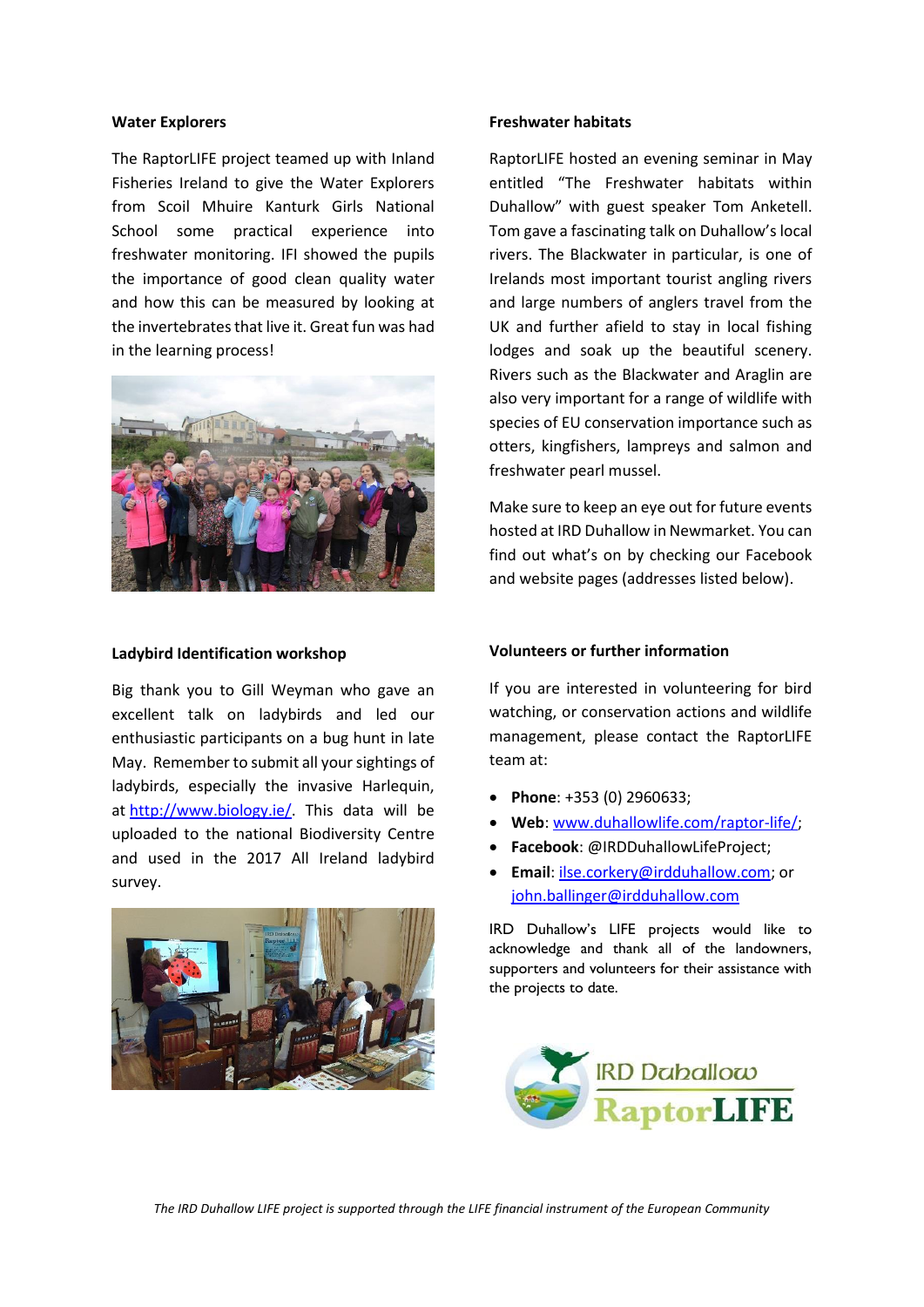### Water Explorers

The RaptorLIFE project teamed up with Inland Fisheries Ireland to give the Water Explorers from Scoil Mhuire Kanturk Girls National School some practical experience into freshwater monitoring. IFI showed the pupils the importance of good clean quality water and how this can be measured by looking at the invertebrates that live it. Great fun was had in the learning process!

### Ladybird Identification workshop

Big thank you to Gill Weyman who gave an excellent talk on ladybirds and led our enthusiastic participants on a bug hunt in late May. Remember to submit all your sightings of ladybirds, especially the invasive Harlequin, at http://www.biology.ie/. This data will be uploaded to the national Biodiversity Centre and used in the 2017 All Ireland ladybird survey.

### Freshwater habitats

RaptorLIFE hosted an evening seminar in May entitled "The Freshwater habitats within Duhallow" with guest speaker Tom Anketell. Tom gave a fascinating talk on Duhallow's local rivers. The Blackwater in particular, is one of Irelands most important tourist angling rivers and large numbers of anglers travel from the UK and further afield to stay in local fishing lodges and soak up the beautiful scenery. Rivers such as the Blackwater and Araglin are also very important for a range of wildlife with species of EU conservation importance such as otters, kingfishers, lampreys and salmon and freshwater pearl mussel.

Make sure to keep an eye out for future events hosted at IRD Duhallow in Newmarket. You can find out what's on by checking our Facebook and website pages (addresses listed below).

### Volunteers or further information

If you are interested in volunteering for bird watching, or conservation actions and wildlife management, please contact the RaptorLIFE team at:

- **Phone**: +353 (0) 2960633;
- **Web**: www.duhallowlife.com/raptor-life/;
- **Facebook**: @IRDDuhallowLifeProject;
- **Email**: ilse.corkery@irdduhallow.com; or john.ballinger@irdduhallow.com

IRD Duhallow's LIFE projects would like to acknowledge and thank all of the landowners, supporters and volunteers for their assistance with the projects to date.

IRD Duhallow RaptorLIFE

*The IRD Duhallow LIFE project is supported through the LIFE financial instrument of the European Community*